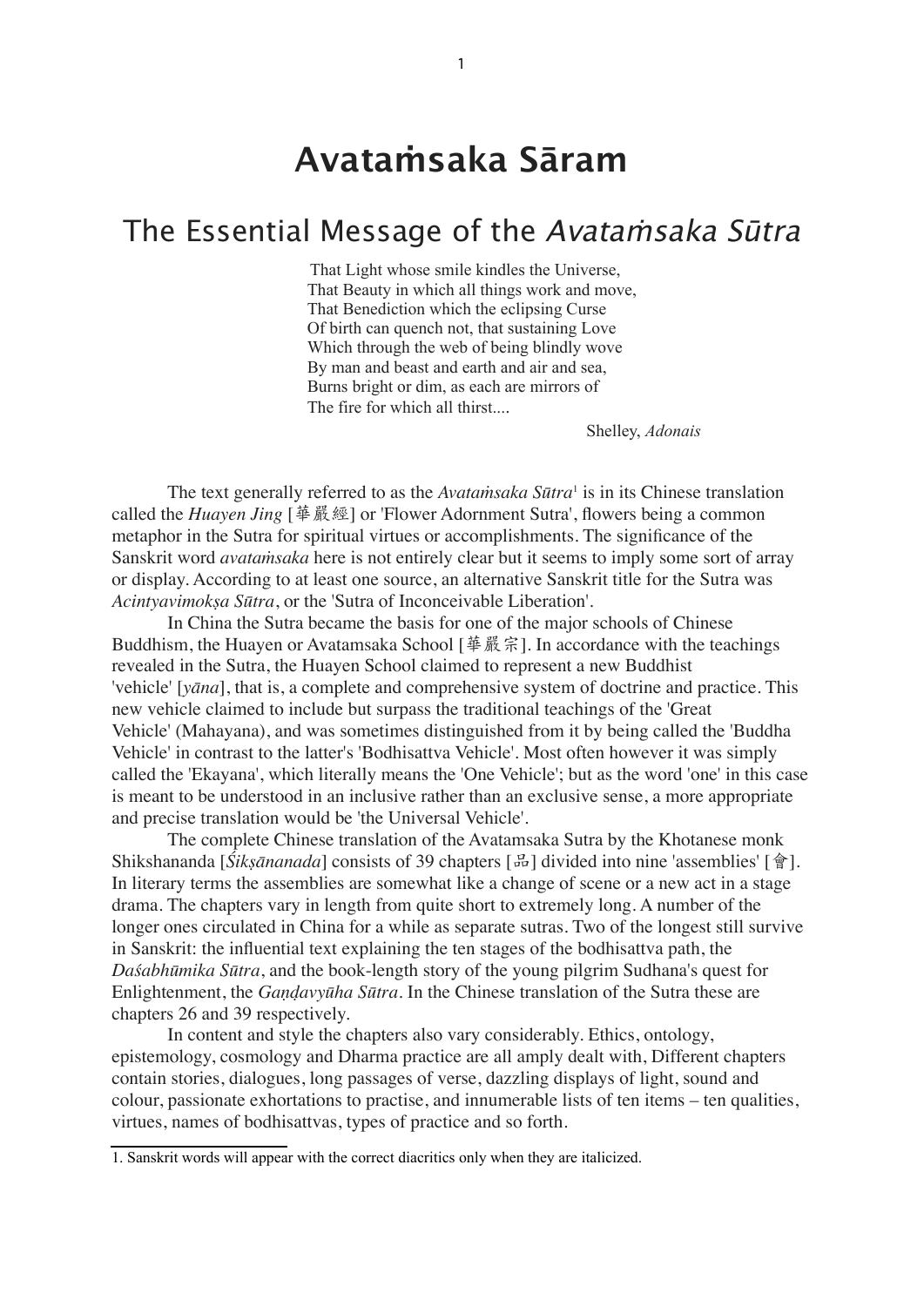# Avataṁsaka Sāram

## The Essential Message of the *Avataṁsaka Sūtra*

> That Light whose smile kindles the Universe,
> That Beauty in which all things work and move,
> That Benediction which the eclipsing Curse
> Of birth can quench not, that sustaining Love
> Which through the web of being blindly wove
> By man and beast and earth and air and sea,
> Burns bright or dim, as each are mirrors of
> The fire for which all thirst....
>
> Shelley, *Adonais*

The text generally referred to as the *Avataṁsaka Sūtra*[1] is in its Chinese translation called the *Huayen Jing* [華嚴經] or 'Flower Adornment Sutra', flowers being a common metaphor in the Sutra for spiritual virtues or accomplishments. The significance of the Sanskrit word *avataṁsaka* here is not entirely clear but it seems to imply some sort of array or display. According to at least one source, an alternative Sanskrit title for the Sutra was *Acintyavimokṣa Sūtra*, or the 'Sutra of Inconceivable Liberation'.

In China the Sutra became the basis for one of the major schools of Chinese Buddhism, the Huayen or Avatamsaka School [華嚴宗]. In accordance with the teachings revealed in the Sutra, the Huayen School claimed to represent a new Buddhist 'vehicle' [*yāna*], that is, a complete and comprehensive system of doctrine and practice. This new vehicle claimed to include but surpass the traditional teachings of the 'Great Vehicle' (Mahayana), and was sometimes distinguished from it by being called the 'Buddha Vehicle' in contrast to the latter's 'Bodhisattva Vehicle'. Most often however it was simply called the 'Ekayana', which literally means the 'One Vehicle'; but as the word 'one' in this case is meant to be understood in an inclusive rather than an exclusive sense, a more appropriate and precise translation would be 'the Universal Vehicle'.

The complete Chinese translation of the Avatamsaka Sutra by the Khotanese monk Shikshananda [*Śikṣānanada*] consists of 39 chapters [品] divided into nine 'assemblies' [會]. In literary terms the assemblies are somewhat like a change of scene or a new act in a stage drama. The chapters vary in length from quite short to extremely long. A number of the longer ones circulated in China for a while as separate sutras. Two of the longest still survive in Sanskrit: the influential text explaining the ten stages of the bodhisattva path, the *Daśabhūmika Sūtra*, and the book-length story of the young pilgrim Sudhana's quest for Enlightenment, the *Gaṇḍavyūha Sūtra*. In the Chinese translation of the Sutra these are chapters 26 and 39 respectively.

In content and style the chapters also vary considerably. Ethics, ontology, epistemology, cosmology and Dharma practice are all amply dealt with, Different chapters contain stories, dialogues, long passages of verse, dazzling displays of light, sound and colour, passionate exhortations to practise, and innumerable lists of ten items – ten qualities, virtues, names of bodhisattvas, types of practice and so forth.

---

1. Sanskrit words will appear with the correct diacritics only when they are italicized.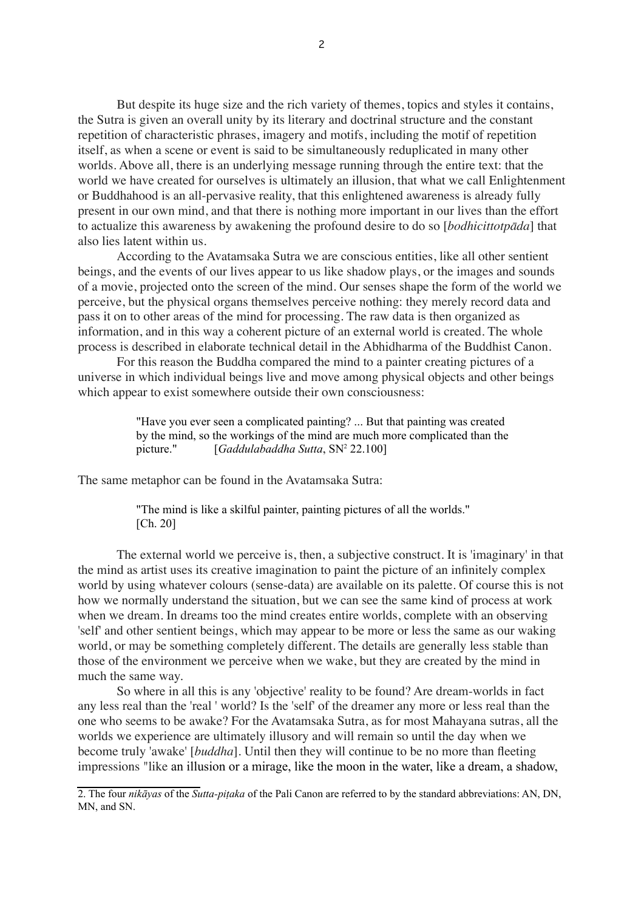But despite its huge size and the rich variety of themes, topics and styles it contains, the Sutra is given an overall unity by its literary and doctrinal structure and the constant repetition of characteristic phrases, imagery and motifs, including the motif of repetition itself, as when a scene or event is said to be simultaneously reduplicated in many other worlds. Above all, there is an underlying message running through the entire text: that the world we have created for ourselves is ultimately an illusion, that what we call Enlightenment or Buddhahood is an all-pervasive reality, that this enlightened awareness is already fully present in our own mind, and that there is nothing more important in our lives than the effort to actualize this awareness by awakening the profound desire to do so [*bodhicittotpāda*] that also lies latent within us.

According to the Avatamsaka Sutra we are conscious entities, like all other sentient beings, and the events of our lives appear to us like shadow plays, or the images and sounds of a movie, projected onto the screen of the mind. Our senses shape the form of the world we perceive, but the physical organs themselves perceive nothing: they merely record data and pass it on to other areas of the mind for processing. The raw data is then organized as information, and in this way a coherent picture of an external world is created. The whole process is described in elaborate technical detail in the Abhidharma of the Buddhist Canon.

For this reason the Buddha compared the mind to a painter creating pictures of a universe in which individual beings live and move among physical objects and other beings which appear to exist somewhere outside their own consciousness:

> "Have you ever seen a complicated painting? ... But that painting was created by the mind, so the workings of the mind are much more complicated than the picture." [*Gaddulabaddha Sutta*, SN[2] 22.100]

The same metaphor can be found in the Avatamsaka Sutra:

> "The mind is like a skilful painter, painting pictures of all the worlds." [Ch. 20]

The external world we perceive is, then, a subjective construct. It is 'imaginary' in that the mind as artist uses its creative imagination to paint the picture of an infinitely complex world by using whatever colours (sense-data) are available on its palette. Of course this is not how we normally understand the situation, but we can see the same kind of process at work when we dream. In dreams too the mind creates entire worlds, complete with an observing 'self' and other sentient beings, which may appear to be more or less the same as our waking world, or may be something completely different. The details are generally less stable than those of the environment we perceive when we wake, but they are created by the mind in much the same way.

So where in all this is any 'objective' reality to be found? Are dream-worlds in fact any less real than the 'real ' world? Is the 'self' of the dreamer any more or less real than the one who seems to be awake? For the Avatamsaka Sutra, as for most Mahayana sutras, all the worlds we experience are ultimately illusory and will remain so until the day when we become truly 'awake' [*buddha*]. Until then they will continue to be no more than fleeting impressions "like an illusion or a mirage, like the moon in the water, like a dream, a shadow,

---

2. The four *nikāyas* of the *Sutta-piṭaka* of the Pali Canon are referred to by the standard abbreviations: AN, DN, MN, and SN.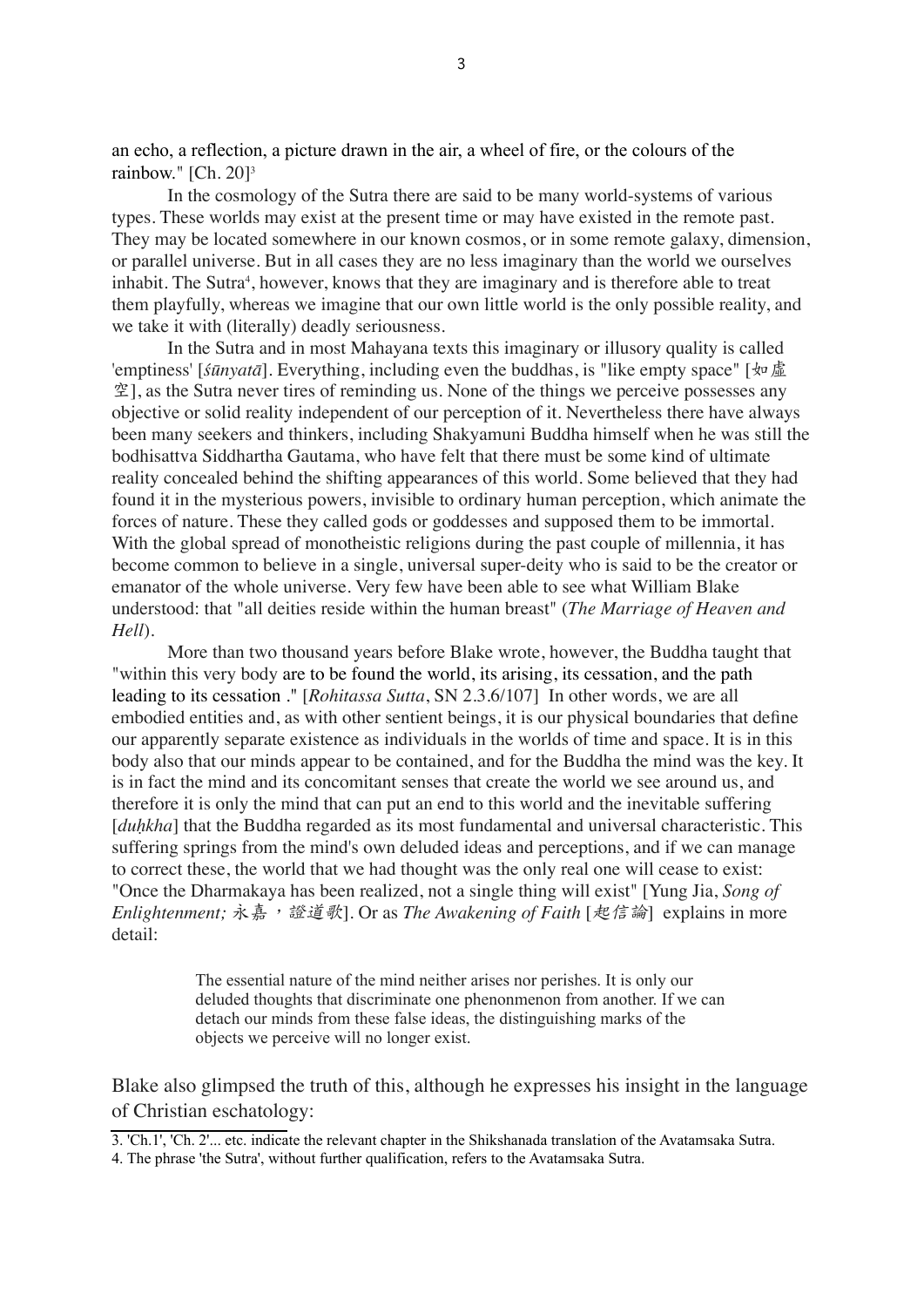an echo, a reflection, a picture drawn in the air, a wheel of fire, or the colours of the rainbow." [Ch. 20][3]

In the cosmology of the Sutra there are said to be many world-systems of various types. These worlds may exist at the present time or may have existed in the remote past. They may be located somewhere in our known cosmos, or in some remote galaxy, dimension, or parallel universe. But in all cases they are no less imaginary than the world we ourselves inhabit. The Sutra[4], however, knows that they are imaginary and is therefore able to treat them playfully, whereas we imagine that our own little world is the only possible reality, and we take it with (literally) deadly seriousness.

In the Sutra and in most Mahayana texts this imaginary or illusory quality is called 'emptiness' [*śūnyatā*]. Everything, including even the buddhas, is "like empty space" [如虚空], as the Sutra never tires of reminding us. None of the things we perceive possesses any objective or solid reality independent of our perception of it. Nevertheless there have always been many seekers and thinkers, including Shakyamuni Buddha himself when he was still the bodhisattva Siddhartha Gautama, who have felt that there must be some kind of ultimate reality concealed behind the shifting appearances of this world. Some believed that they had found it in the mysterious powers, invisible to ordinary human perception, which animate the forces of nature. These they called gods or goddesses and supposed them to be immortal. With the global spread of monotheistic religions during the past couple of millennia, it has become common to believe in a single, universal super-deity who is said to be the creator or emanator of the whole universe. Very few have been able to see what William Blake understood: that "all deities reside within the human breast" (*The Marriage of Heaven and Hell*).

More than two thousand years before Blake wrote, however, the Buddha taught that "within this very body are to be found the world, its arising, its cessation, and the path leading to its cessation ." [*Rohitassa Sutta*, SN 2.3.6/107] In other words, we are all embodied entities and, as with other sentient beings, it is our physical boundaries that define our apparently separate existence as individuals in the worlds of time and space. It is in this body also that our minds appear to be contained, and for the Buddha the mind was the key. It is in fact the mind and its concomitant senses that create the world we see around us, and therefore it is only the mind that can put an end to this world and the inevitable suffering [*duḥkha*] that the Buddha regarded as its most fundamental and universal characteristic. This suffering springs from the mind's own deluded ideas and perceptions, and if we can manage to correct these, the world that we had thought was the only real one will cease to exist: "Once the Dharmakaya has been realized, not a single thing will exist" [Yung Jia, *Song of Enlightenment; 永嘉，證道歌*]. Or as *The Awakening of Faith* [*起信論*] explains in more detail:

> The essential nature of the mind neither arises nor perishes. It is only our deluded thoughts that discriminate one phenonmenon from another. If we can detach our minds from these false ideas, the distinguishing marks of the objects we perceive will no longer exist.

Blake also glimpsed the truth of this, although he expresses his insight in the language of Christian eschatology:

---

3. 'Ch.1', 'Ch. 2'... etc. indicate the relevant chapter in the Shikshanada translation of the Avatamsaka Sutra.

4. The phrase 'the Sutra', without further qualification, refers to the Avatamsaka Sutra.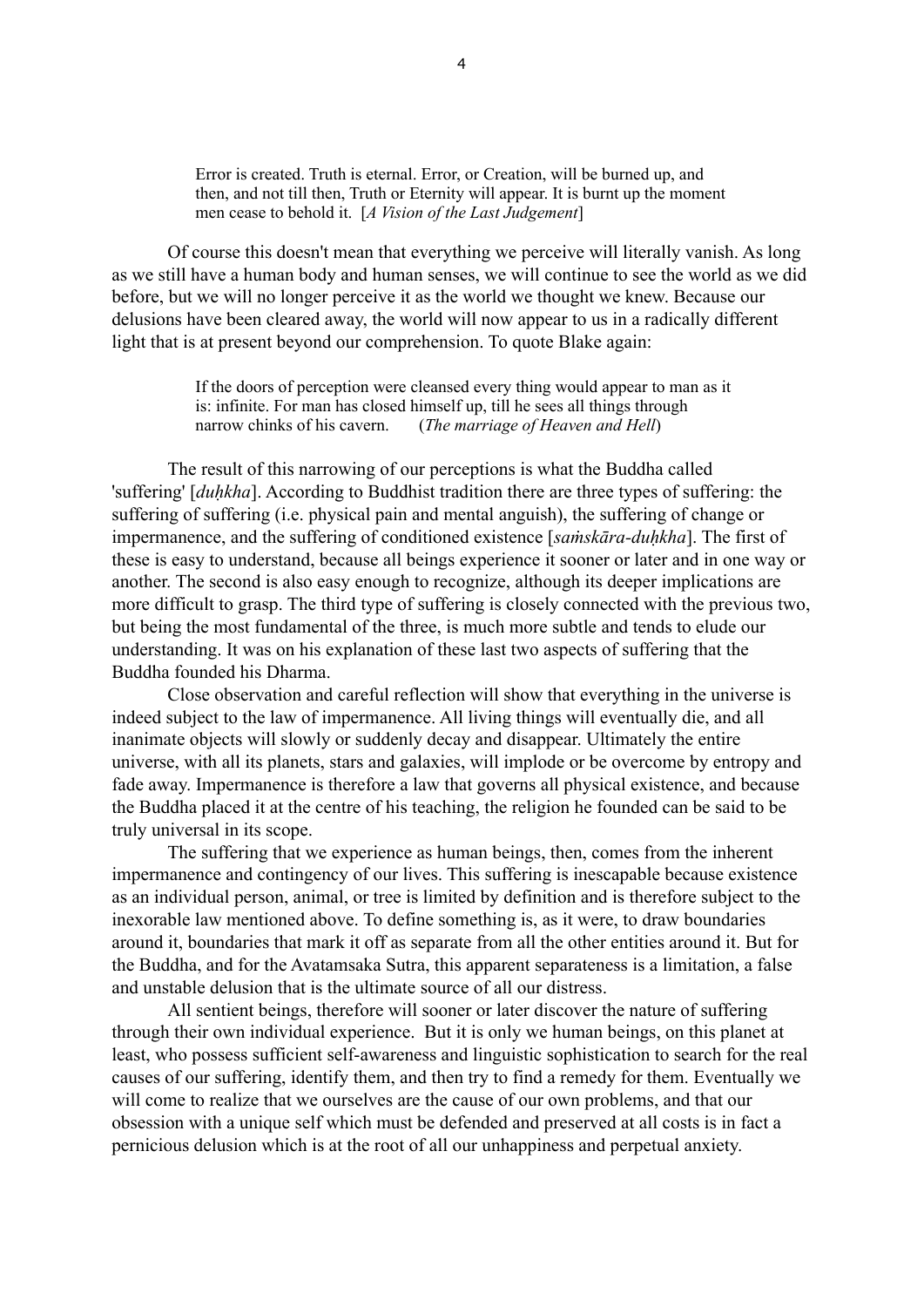> Error is created. Truth is eternal. Error, or Creation, will be burned up, and then, and not till then, Truth or Eternity will appear. It is burnt up the moment men cease to behold it. [*A Vision of the Last Judgement*]

Of course this doesn't mean that everything we perceive will literally vanish. As long as we still have a human body and human senses, we will continue to see the world as we did before, but we will no longer perceive it as the world we thought we knew. Because our delusions have been cleared away, the world will now appear to us in a radically different light that is at present beyond our comprehension. To quote Blake again:

> If the doors of perception were cleansed every thing would appear to man as it is: infinite. For man has closed himself up, till he sees all things through narrow chinks of his cavern. (*The marriage of Heaven and Hell*)

The result of this narrowing of our perceptions is what the Buddha called 'suffering' [*duḥkha*]. According to Buddhist tradition there are three types of suffering: the suffering of suffering (i.e. physical pain and mental anguish), the suffering of change or impermanence, and the suffering of conditioned existence [*saṁskāra-duḥkha*]. The first of these is easy to understand, because all beings experience it sooner or later and in one way or another. The second is also easy enough to recognize, although its deeper implications are more difficult to grasp. The third type of suffering is closely connected with the previous two, but being the most fundamental of the three, is much more subtle and tends to elude our understanding. It was on his explanation of these last two aspects of suffering that the Buddha founded his Dharma.

Close observation and careful reflection will show that everything in the universe is indeed subject to the law of impermanence. All living things will eventually die, and all inanimate objects will slowly or suddenly decay and disappear. Ultimately the entire universe, with all its planets, stars and galaxies, will implode or be overcome by entropy and fade away. Impermanence is therefore a law that governs all physical existence, and because the Buddha placed it at the centre of his teaching, the religion he founded can be said to be truly universal in its scope.

The suffering that we experience as human beings, then, comes from the inherent impermanence and contingency of our lives. This suffering is inescapable because existence as an individual person, animal, or tree is limited by definition and is therefore subject to the inexorable law mentioned above. To define something is, as it were, to draw boundaries around it, boundaries that mark it off as separate from all the other entities around it. But for the Buddha, and for the Avatamsaka Sutra, this apparent separateness is a limitation, a false and unstable delusion that is the ultimate source of all our distress.

All sentient beings, therefore will sooner or later discover the nature of suffering through their own individual experience. But it is only we human beings, on this planet at least, who possess sufficient self-awareness and linguistic sophistication to search for the real causes of our suffering, identify them, and then try to find a remedy for them. Eventually we will come to realize that we ourselves are the cause of our own problems, and that our obsession with a unique self which must be defended and preserved at all costs is in fact a pernicious delusion which is at the root of all our unhappiness and perpetual anxiety.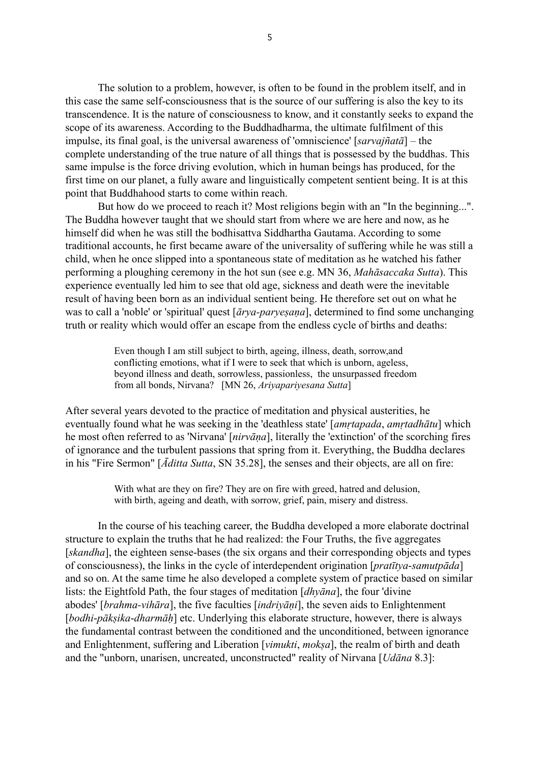The solution to a problem, however, is often to be found in the problem itself, and in this case the same self-consciousness that is the source of our suffering is also the key to its transcendence. It is the nature of consciousness to know, and it constantly seeks to expand the scope of its awareness. According to the Buddhadharma, the ultimate fulfilment of this impulse, its final goal, is the universal awareness of 'omniscience' [*sarvajñatā*] – the complete understanding of the true nature of all things that is possessed by the buddhas. This same impulse is the force driving evolution, which in human beings has produced, for the first time on our planet, a fully aware and linguistically competent sentient being. It is at this point that Buddhahood starts to come within reach.

But how do we proceed to reach it? Most religions begin with an "In the beginning...". The Buddha however taught that we should start from where we are here and now, as he himself did when he was still the bodhisattva Siddhartha Gautama. According to some traditional accounts, he first became aware of the universality of suffering while he was still a child, when he once slipped into a spontaneous state of meditation as he watched his father performing a ploughing ceremony in the hot sun (see e.g. MN 36, *Mahāsaccaka Sutta*). This experience eventually led him to see that old age, sickness and death were the inevitable result of having been born as an individual sentient being. He therefore set out on what he was to call a 'noble' or 'spiritual' quest [*ārya-paryeṣaṇa*], determined to find some unchanging truth or reality which would offer an escape from the endless cycle of births and deaths:

> Even though I am still subject to birth, ageing, illness, death, sorrow,and conflicting emotions, what if I were to seek that which is unborn, ageless, beyond illness and death, sorrowless, passionless, the unsurpassed freedom from all bonds, Nirvana? [MN 26, *Ariyapariyesana Sutta*]

After several years devoted to the practice of meditation and physical austerities, he eventually found what he was seeking in the 'deathless state' [*amṛtapada*, *amṛtadhātu*] which he most often referred to as 'Nirvana' [*nirvāṇa*], literally the 'extinction' of the scorching fires of ignorance and the turbulent passions that spring from it. Everything, the Buddha declares in his "Fire Sermon" [*Āditta Sutta*, SN 35.28], the senses and their objects, are all on fire:

> With what are they on fire? They are on fire with greed, hatred and delusion, with birth, ageing and death, with sorrow, grief, pain, misery and distress.

In the course of his teaching career, the Buddha developed a more elaborate doctrinal structure to explain the truths that he had realized: the Four Truths, the five aggregates [*skandha*], the eighteen sense-bases (the six organs and their corresponding objects and types of consciousness), the links in the cycle of interdependent origination [*pratītya-samutpāda*] and so on. At the same time he also developed a complete system of practice based on similar lists: the Eightfold Path, the four stages of meditation [*dhyāna*], the four 'divine abodes' [*brahma-vihāra*], the five faculties [*indriyāṇi*], the seven aids to Enlightenment [*bodhi-pākṣika-dharmāḥ*] etc. Underlying this elaborate structure, however, there is always the fundamental contrast between the conditioned and the unconditioned, between ignorance and Enlightenment, suffering and Liberation [*vimukti*, *mokṣa*], the realm of birth and death and the "unborn, unarisen, uncreated, unconstructed" reality of Nirvana [*Udāna* 8.3]: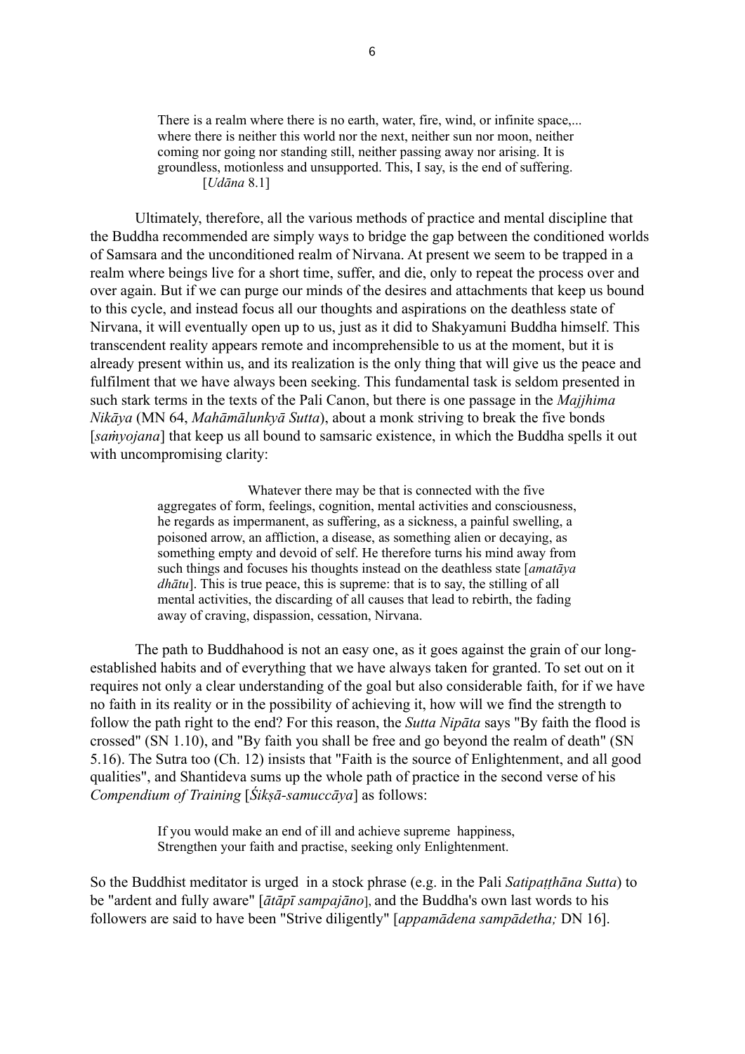> There is a realm where there is no earth, water, fire, wind, or infinite space,... where there is neither this world nor the next, neither sun nor moon, neither coming nor going nor standing still, neither passing away nor arising. It is groundless, motionless and unsupported. This, I say, is the end of suffering.
> [*Udāna* 8.1]

Ultimately, therefore, all the various methods of practice and mental discipline that the Buddha recommended are simply ways to bridge the gap between the conditioned worlds of Samsara and the unconditioned realm of Nirvana. At present we seem to be trapped in a realm where beings live for a short time, suffer, and die, only to repeat the process over and over again. But if we can purge our minds of the desires and attachments that keep us bound to this cycle, and instead focus all our thoughts and aspirations on the deathless state of Nirvana, it will eventually open up to us, just as it did to Shakyamuni Buddha himself. This transcendent reality appears remote and incomprehensible to us at the moment, but it is already present within us, and its realization is the only thing that will give us the peace and fulfilment that we have always been seeking. This fundamental task is seldom presented in such stark terms in the texts of the Pali Canon, but there is one passage in the *Majjhima Nikāya* (MN 64, *Mahāmālunkyā Sutta*), about a monk striving to break the five bonds [*saṁyojana*] that keep us all bound to samsaric existence, in which the Buddha spells it out with uncompromising clarity:

> Whatever there may be that is connected with the five aggregates of form, feelings, cognition, mental activities and consciousness, he regards as impermanent, as suffering, as a sickness, a painful swelling, a poisoned arrow, an affliction, a disease, as something alien or decaying, as something empty and devoid of self. He therefore turns his mind away from such things and focuses his thoughts instead on the deathless state [*amatāya dhātu*]. This is true peace, this is supreme: that is to say, the stilling of all mental activities, the discarding of all causes that lead to rebirth, the fading away of craving, dispassion, cessation, Nirvana.

The path to Buddhahood is not an easy one, as it goes against the grain of our long-established habits and of everything that we have always taken for granted. To set out on it requires not only a clear understanding of the goal but also considerable faith, for if we have no faith in its reality or in the possibility of achieving it, how will we find the strength to follow the path right to the end? For this reason, the *Sutta Nipāta* says "By faith the flood is crossed" (SN 1.10), and "By faith you shall be free and go beyond the realm of death" (SN 5.16). The Sutra too (Ch. 12) insists that "Faith is the source of Enlightenment, and all good qualities", and Shantideva sums up the whole path of practice in the second verse of his *Compendium of Training* [*Śikṣā-samuccāya*] as follows:

> If you would make an end of ill and achieve supreme happiness,
> Strengthen your faith and practise, seeking only Enlightenment.

So the Buddhist meditator is urged in a stock phrase (e.g. in the Pali *Satipaṭṭhāna Sutta*) to be "ardent and fully aware" [*ātāpī sampajāno*], and the Buddha's own last words to his followers are said to have been "Strive diligently" [*appamādena sampādetha;* DN 16].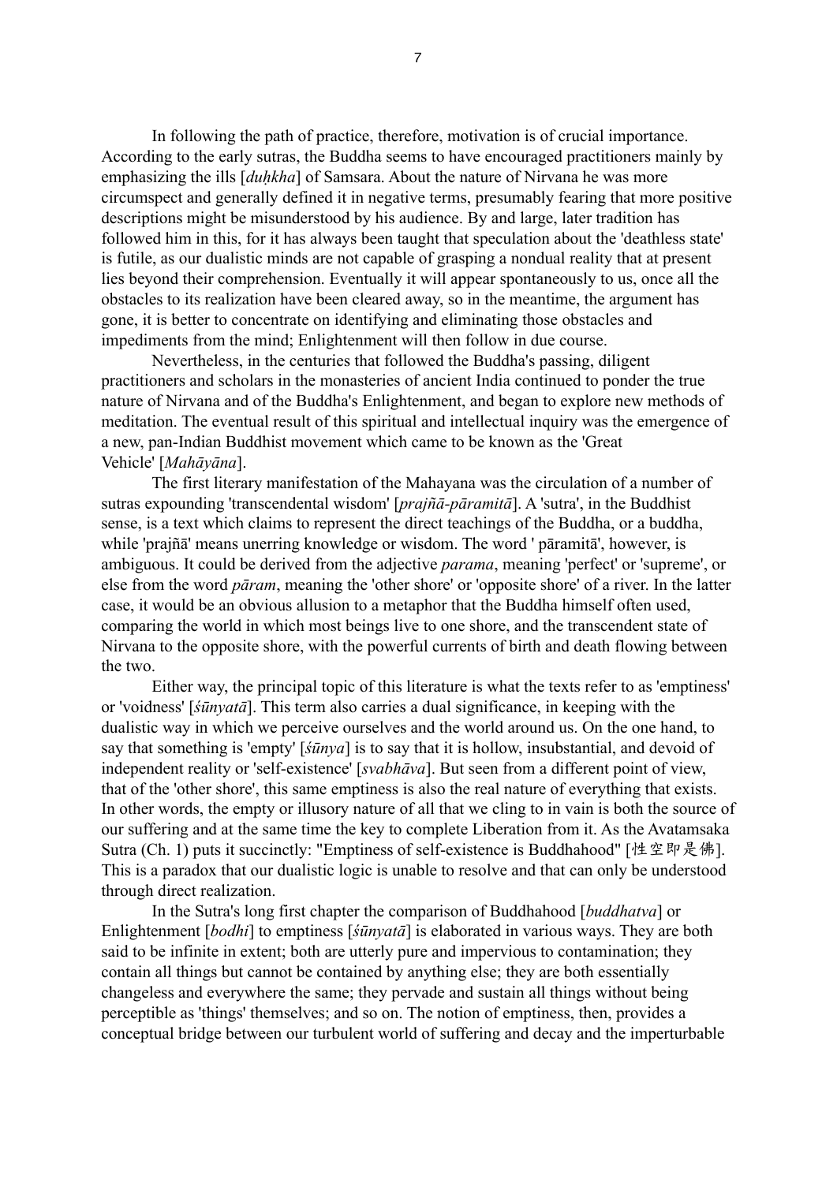In following the path of practice, therefore, motivation is of crucial importance. According to the early sutras, the Buddha seems to have encouraged practitioners mainly by emphasizing the ills [*duḥkha*] of Samsara. About the nature of Nirvana he was more circumspect and generally defined it in negative terms, presumably fearing that more positive descriptions might be misunderstood by his audience. By and large, later tradition has followed him in this, for it has always been taught that speculation about the 'deathless state' is futile, as our dualistic minds are not capable of grasping a nondual reality that at present lies beyond their comprehension. Eventually it will appear spontaneously to us, once all the obstacles to its realization have been cleared away, so in the meantime, the argument has gone, it is better to concentrate on identifying and eliminating those obstacles and impediments from the mind; Enlightenment will then follow in due course.

Nevertheless, in the centuries that followed the Buddha's passing, diligent practitioners and scholars in the monasteries of ancient India continued to ponder the true nature of Nirvana and of the Buddha's Enlightenment, and began to explore new methods of meditation. The eventual result of this spiritual and intellectual inquiry was the emergence of a new, pan-Indian Buddhist movement which came to be known as the 'Great Vehicle' [*Mahāyāna*].

The first literary manifestation of the Mahayana was the circulation of a number of sutras expounding 'transcendental wisdom' [*prajñā-pāramitā*]. A 'sutra', in the Buddhist sense, is a text which claims to represent the direct teachings of the Buddha, or a buddha, while 'prajñā' means unerring knowledge or wisdom. The word ' pāramitā', however, is ambiguous. It could be derived from the adjective *parama*, meaning 'perfect' or 'supreme', or else from the word *pāram*, meaning the 'other shore' or 'opposite shore' of a river. In the latter case, it would be an obvious allusion to a metaphor that the Buddha himself often used, comparing the world in which most beings live to one shore, and the transcendent state of Nirvana to the opposite shore, with the powerful currents of birth and death flowing between the two.

Either way, the principal topic of this literature is what the texts refer to as 'emptiness' or 'voidness' [*śūnyatā*]. This term also carries a dual significance, in keeping with the dualistic way in which we perceive ourselves and the world around us. On the one hand, to say that something is 'empty' [*śūnya*] is to say that it is hollow, insubstantial, and devoid of independent reality or 'self-existence' [*svabhāva*]. But seen from a different point of view, that of the 'other shore', this same emptiness is also the real nature of everything that exists. In other words, the empty or illusory nature of all that we cling to in vain is both the source of our suffering and at the same time the key to complete Liberation from it. As the Avatamsaka Sutra (Ch. 1) puts it succinctly: "Emptiness of self-existence is Buddhahood" [性空即是佛]. This is a paradox that our dualistic logic is unable to resolve and that can only be understood through direct realization.

In the Sutra's long first chapter the comparison of Buddhahood [*buddhatva*] or Enlightenment [*bodhi*] to emptiness [*śūnyatā*] is elaborated in various ways. They are both said to be infinite in extent; both are utterly pure and impervious to contamination; they contain all things but cannot be contained by anything else; they are both essentially changeless and everywhere the same; they pervade and sustain all things without being perceptible as 'things' themselves; and so on. The notion of emptiness, then, provides a conceptual bridge between our turbulent world of suffering and decay and the imperturbable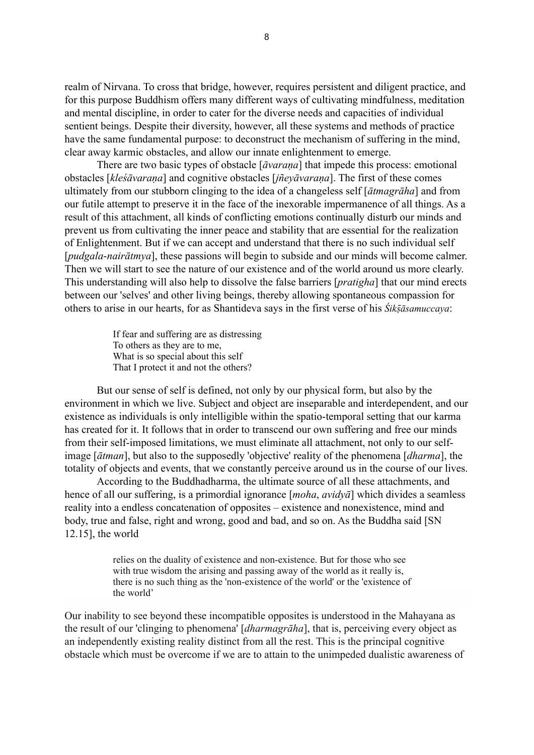realm of Nirvana. To cross that bridge, however, requires persistent and diligent practice, and for this purpose Buddhism offers many different ways of cultivating mindfulness, meditation and mental discipline, in order to cater for the diverse needs and capacities of individual sentient beings. Despite their diversity, however, all these systems and methods of practice have the same fundamental purpose: to deconstruct the mechanism of suffering in the mind, clear away karmic obstacles, and allow our innate enlightenment to emerge.

There are two basic types of obstacle [*āvaraṇa*] that impede this process: emotional obstacles [*kleśāvaraṇa*] and cognitive obstacles [*jñeyāvaraṇa*]. The first of these comes ultimately from our stubborn clinging to the idea of a changeless self [*ātmagrāha*] and from our futile attempt to preserve it in the face of the inexorable impermanence of all things. As a result of this attachment, all kinds of conflicting emotions continually disturb our minds and prevent us from cultivating the inner peace and stability that are essential for the realization of Enlightenment. But if we can accept and understand that there is no such individual self [*pudgala-nairātmya*], these passions will begin to subside and our minds will become calmer. Then we will start to see the nature of our existence and of the world around us more clearly. This understanding will also help to dissolve the false barriers [*pratigha*] that our mind erects between our 'selves' and other living beings, thereby allowing spontaneous compassion for others to arise in our hearts, for as Shantideva says in the first verse of his *Śikṣāsamuccaya*:

> If fear and suffering are as distressing
> To others as they are to me,
> What is so special about this self
> That I protect it and not the others?

But our sense of self is defined, not only by our physical form, but also by the environment in which we live. Subject and object are inseparable and interdependent, and our existence as individuals is only intelligible within the spatio-temporal setting that our karma has created for it. It follows that in order to transcend our own suffering and free our minds from their self-imposed limitations, we must eliminate all attachment, not only to our self-image [*ātman*], but also to the supposedly 'objective' reality of the phenomena [*dharma*], the totality of objects and events, that we constantly perceive around us in the course of our lives.

According to the Buddhadharma, the ultimate source of all these attachments, and hence of all our suffering, is a primordial ignorance [*moha*, *avidyā*] which divides a seamless reality into a endless concatenation of opposites – existence and nonexistence, mind and body, true and false, right and wrong, good and bad, and so on. As the Buddha said [SN 12.15], the world

> relies on the duality of existence and non-existence. But for those who see with true wisdom the arising and passing away of the world as it really is, there is no such thing as the 'non-existence of the world' or the 'existence of the world'

Our inability to see beyond these incompatible opposites is understood in the Mahayana as the result of our 'clinging to phenomena' [*dharmagrāha*], that is, perceiving every object as an independently existing reality distinct from all the rest. This is the principal cognitive obstacle which must be overcome if we are to attain to the unimpeded dualistic awareness of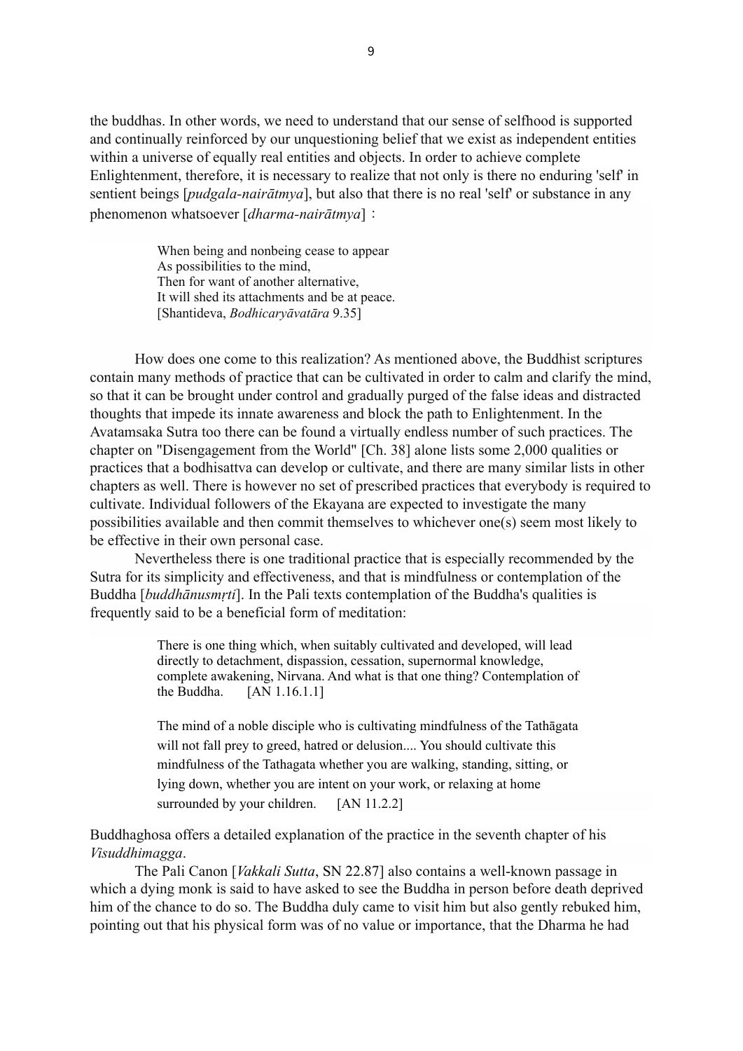the buddhas. In other words, we need to understand that our sense of selfhood is supported and continually reinforced by our unquestioning belief that we exist as independent entities within a universe of equally real entities and objects. In order to achieve complete Enlightenment, therefore, it is necessary to realize that not only is there no enduring 'self' in sentient beings [*pudgala-nairātmya*], but also that there is no real 'self' or substance in any phenomenon whatsoever [*dharma-nairātmya*]：

> When being and nonbeing cease to appear
> As possibilities to the mind,
> Then for want of another alternative,
> It will shed its attachments and be at peace.
> [Shantideva, *Bodhicaryāvatāra* 9.35]

How does one come to this realization? As mentioned above, the Buddhist scriptures contain many methods of practice that can be cultivated in order to calm and clarify the mind, so that it can be brought under control and gradually purged of the false ideas and distracted thoughts that impede its innate awareness and block the path to Enlightenment. In the Avatamsaka Sutra too there can be found a virtually endless number of such practices. The chapter on "Disengagement from the World" [Ch. 38] alone lists some 2,000 qualities or practices that a bodhisattva can develop or cultivate, and there are many similar lists in other chapters as well. There is however no set of prescribed practices that everybody is required to cultivate. Individual followers of the Ekayana are expected to investigate the many possibilities available and then commit themselves to whichever one(s) seem most likely to be effective in their own personal case.

Nevertheless there is one traditional practice that is especially recommended by the Sutra for its simplicity and effectiveness, and that is mindfulness or contemplation of the Buddha [*buddhānusmṛti*]. In the Pali texts contemplation of the Buddha's qualities is frequently said to be a beneficial form of meditation:

> There is one thing which, when suitably cultivated and developed, will lead directly to detachment, dispassion, cessation, supernormal knowledge, complete awakening, Nirvana. And what is that one thing? Contemplation of the Buddha. [AN 1.16.1.1]

> The mind of a noble disciple who is cultivating mindfulness of the Tathāgata will not fall prey to greed, hatred or delusion.... You should cultivate this mindfulness of the Tathagata whether you are walking, standing, sitting, or lying down, whether you are intent on your work, or relaxing at home surrounded by your children. [AN 11.2.2]

Buddhaghosa offers a detailed explanation of the practice in the seventh chapter of his *Visuddhimagga*.

The Pali Canon [*Vakkali Sutta*, SN 22.87] also contains a well-known passage in which a dying monk is said to have asked to see the Buddha in person before death deprived him of the chance to do so. The Buddha duly came to visit him but also gently rebuked him, pointing out that his physical form was of no value or importance, that the Dharma he had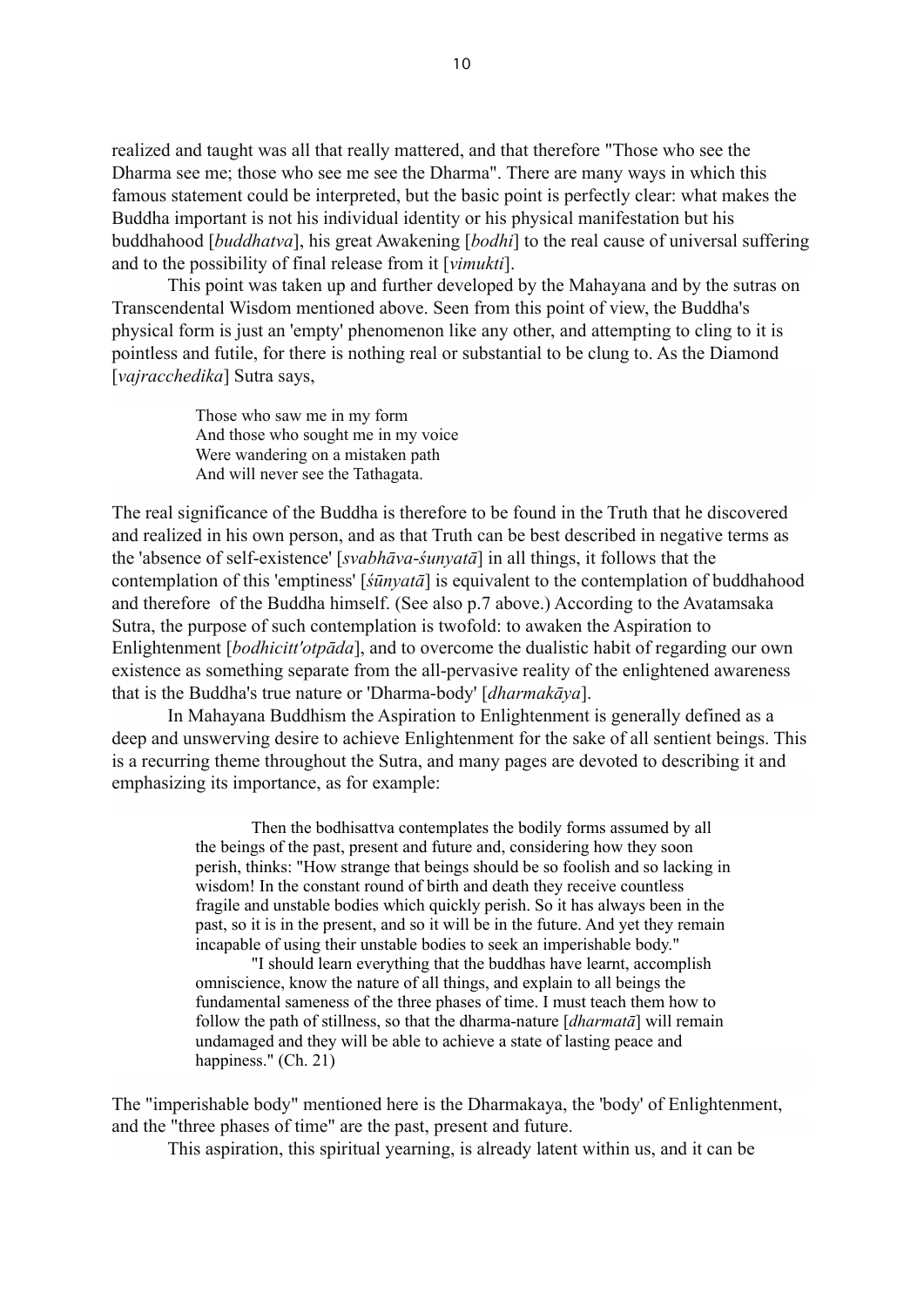realized and taught was all that really mattered, and that therefore "Those who see the Dharma see me; those who see me see the Dharma". There are many ways in which this famous statement could be interpreted, but the basic point is perfectly clear: what makes the Buddha important is not his individual identity or his physical manifestation but his buddhahood [*buddhatva*], his great Awakening [*bodhi*] to the real cause of universal suffering and to the possibility of final release from it [*vimukti*].

This point was taken up and further developed by the Mahayana and by the sutras on Transcendental Wisdom mentioned above. Seen from this point of view, the Buddha's physical form is just an 'empty' phenomenon like any other, and attempting to cling to it is pointless and futile, for there is nothing real or substantial to be clung to. As the Diamond [*vajracchedika*] Sutra says,

> Those who saw me in my form
> And those who sought me in my voice
> Were wandering on a mistaken path
> And will never see the Tathagata.

The real significance of the Buddha is therefore to be found in the Truth that he discovered and realized in his own person, and as that Truth can be best described in negative terms as the 'absence of self-existence' [*svabhāva-śunyatā*] in all things, it follows that the contemplation of this 'emptiness' [*śūnyatā*] is equivalent to the contemplation of buddhahood and therefore of the Buddha himself. (See also p.7 above.) According to the Avatamsaka Sutra, the purpose of such contemplation is twofold: to awaken the Aspiration to Enlightenment [*bodhicitt'otpāda*], and to overcome the dualistic habit of regarding our own existence as something separate from the all-pervasive reality of the enlightened awareness that is the Buddha's true nature or 'Dharma-body' [*dharmakāya*].

In Mahayana Buddhism the Aspiration to Enlightenment is generally defined as a deep and unswerving desire to achieve Enlightenment for the sake of all sentient beings. This is a recurring theme throughout the Sutra, and many pages are devoted to describing it and emphasizing its importance, as for example:

> Then the bodhisattva contemplates the bodily forms assumed by all the beings of the past, present and future and, considering how they soon perish, thinks: "How strange that beings should be so foolish and so lacking in wisdom! In the constant round of birth and death they receive countless fragile and unstable bodies which quickly perish. So it has always been in the past, so it is in the present, and so it will be in the future. And yet they remain incapable of using their unstable bodies to seek an imperishable body."
>
> "I should learn everything that the buddhas have learnt, accomplish omniscience, know the nature of all things, and explain to all beings the fundamental sameness of the three phases of time. I must teach them how to follow the path of stillness, so that the dharma-nature [*dharmatā*] will remain undamaged and they will be able to achieve a state of lasting peace and happiness." (Ch. 21)

The "imperishable body" mentioned here is the Dharmakaya, the 'body' of Enlightenment, and the "three phases of time" are the past, present and future.

This aspiration, this spiritual yearning, is already latent within us, and it can be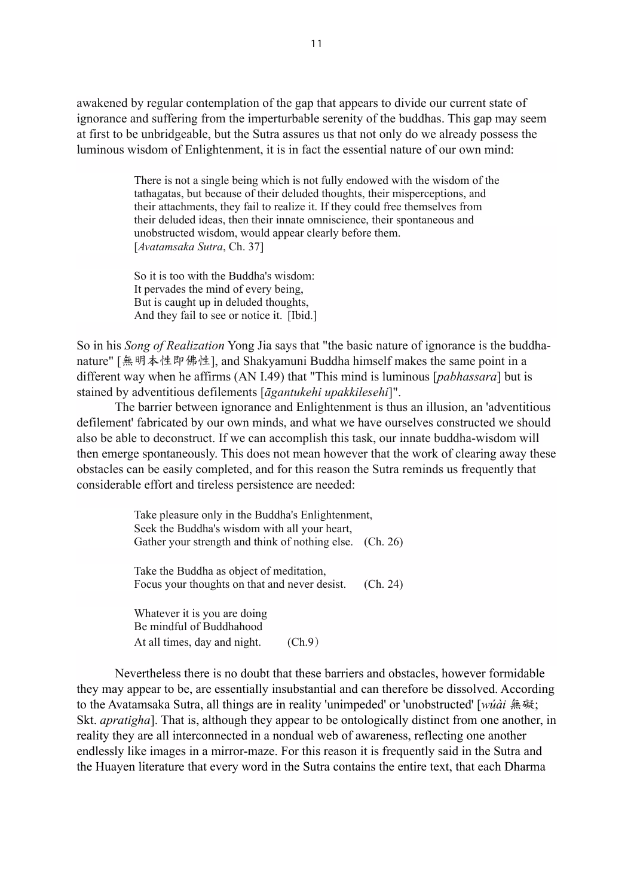awakened by regular contemplation of the gap that appears to divide our current state of ignorance and suffering from the imperturbable serenity of the buddhas. This gap may seem at first to be unbridgeable, but the Sutra assures us that not only do we already possess the luminous wisdom of Enlightenment, it is in fact the essential nature of our own mind:

> There is not a single being which is not fully endowed with the wisdom of the tathagatas, but because of their deluded thoughts, their misperceptions, and their attachments, they fail to realize it. If they could free themselves from their deluded ideas, then their innate omniscience, their spontaneous and unobstructed wisdom, would appear clearly before them.
> [*Avatamsaka Sutra*, Ch. 37]
>
> So it is too with the Buddha's wisdom:
> It pervades the mind of every being,
> But is caught up in deluded thoughts,
> And they fail to see or notice it. [Ibid.]

So in his *Song of Realization* Yong Jia says that "the basic nature of ignorance is the buddha-nature" [無明本性即佛性], and Shakyamuni Buddha himself makes the same point in a different way when he affirms (AN I.49) that "This mind is luminous [*pabhassara*] but is stained by adventitious defilements [*āgantukehi upakkilesehi*]".

The barrier between ignorance and Enlightenment is thus an illusion, an 'adventitious defilement' fabricated by our own minds, and what we have ourselves constructed we should also be able to deconstruct. If we can accomplish this task, our innate buddha-wisdom will then emerge spontaneously. This does not mean however that the work of clearing away these obstacles can be easily completed, and for this reason the Sutra reminds us frequently that considerable effort and tireless persistence are needed:

> Take pleasure only in the Buddha's Enlightenment,
> Seek the Buddha's wisdom with all your heart,
> Gather your strength and think of nothing else. (Ch. 26)
>
> Take the Buddha as object of meditation,
> Focus your thoughts on that and never desist. (Ch. 24)
>
> Whatever it is you are doing
> Be mindful of Buddhahood
> At all times, day and night. (Ch.9）

Nevertheless there is no doubt that these barriers and obstacles, however formidable they may appear to be, are essentially insubstantial and can therefore be dissolved. According to the Avatamsaka Sutra, all things are in reality 'unimpeded' or 'unobstructed' [*wúài* 無礙; Skt. *apratigha*]. That is, although they appear to be ontologically distinct from one another, in reality they are all interconnected in a nondual web of awareness, reflecting one another endlessly like images in a mirror-maze. For this reason it is frequently said in the Sutra and the Huayen literature that every word in the Sutra contains the entire text, that each Dharma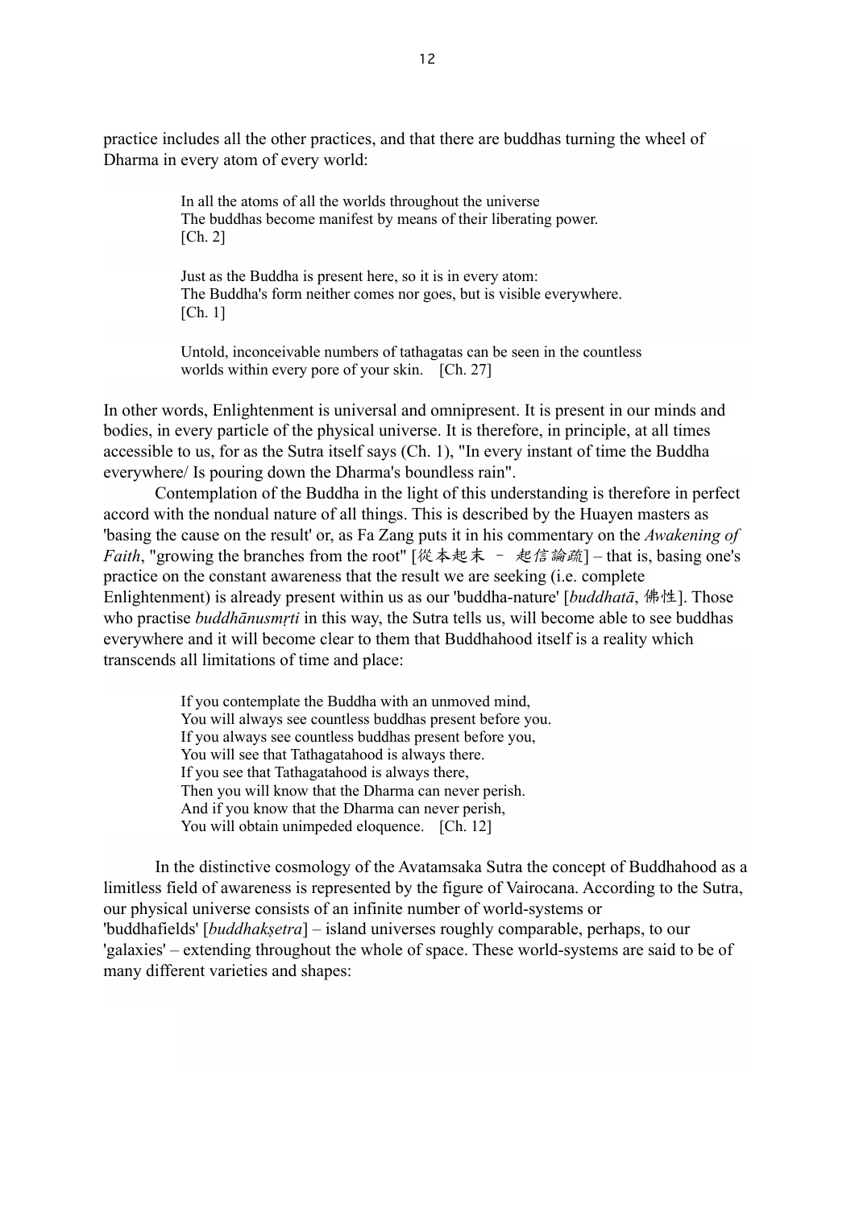practice includes all the other practices, and that there are buddhas turning the wheel of Dharma in every atom of every world:

> In all the atoms of all the worlds throughout the universe
> The buddhas become manifest by means of their liberating power.
> [Ch. 2]
>
> Just as the Buddha is present here, so it is in every atom:
> The Buddha's form neither comes nor goes, but is visible everywhere.
> [Ch. 1]
>
> Untold, inconceivable numbers of tathagatas can be seen in the countless worlds within every pore of your skin. [Ch. 27]

In other words, Enlightenment is universal and omnipresent. It is present in our minds and bodies, in every particle of the physical universe. It is therefore, in principle, at all times accessible to us, for as the Sutra itself says (Ch. 1), "In every instant of time the Buddha everywhere/ Is pouring down the Dharma's boundless rain".

Contemplation of the Buddha in the light of this understanding is therefore in perfect accord with the nondual nature of all things. This is described by the Huayen masters as 'basing the cause on the result' or, as Fa Zang puts it in his commentary on the *Awakening of Faith*, "growing the branches from the root" [從本起末 – 起信論疏] – that is, basing one's practice on the constant awareness that the result we are seeking (i.e. complete Enlightenment) is already present within us as our 'buddha-nature' [*buddhatā*, 佛性]. Those who practise *buddhānusmṛti* in this way, the Sutra tells us, will become able to see buddhas everywhere and it will become clear to them that Buddhahood itself is a reality which transcends all limitations of time and place:

> If you contemplate the Buddha with an unmoved mind,
> You will always see countless buddhas present before you.
> If you always see countless buddhas present before you,
> You will see that Tathagatahood is always there.
> If you see that Tathagatahood is always there,
> Then you will know that the Dharma can never perish.
> And if you know that the Dharma can never perish,
> You will obtain unimpeded eloquence. [Ch. 12]

In the distinctive cosmology of the Avatamsaka Sutra the concept of Buddhahood as a limitless field of awareness is represented by the figure of Vairocana. According to the Sutra, our physical universe consists of an infinite number of world-systems or 'buddhafields' [*buddhakṣetra*] – island universes roughly comparable, perhaps, to our 'galaxies' – extending throughout the whole of space. These world-systems are said to be of many different varieties and shapes: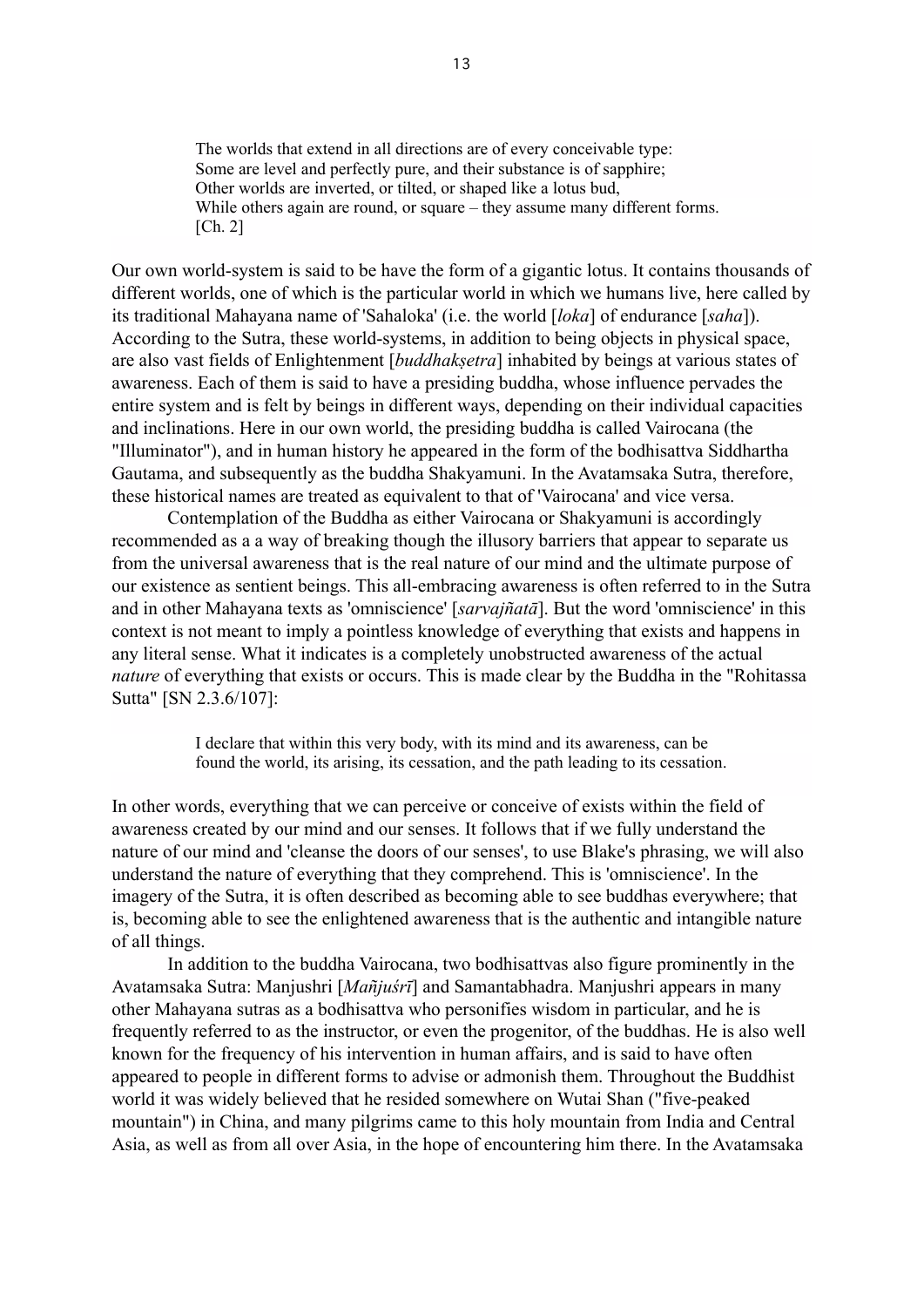> The worlds that extend in all directions are of every conceivable type:
> Some are level and perfectly pure, and their substance is of sapphire;
> Other worlds are inverted, or tilted, or shaped like a lotus bud,
> While others again are round, or square – they assume many different forms.
> [Ch. 2]

Our own world-system is said to be have the form of a gigantic lotus. It contains thousands of different worlds, one of which is the particular world in which we humans live, here called by its traditional Mahayana name of 'Sahaloka' (i.e. the world [*loka*] of endurance [*saha*]). According to the Sutra, these world-systems, in addition to being objects in physical space, are also vast fields of Enlightenment [*buddhakṣetra*] inhabited by beings at various states of awareness. Each of them is said to have a presiding buddha, whose influence pervades the entire system and is felt by beings in different ways, depending on their individual capacities and inclinations. Here in our own world, the presiding buddha is called Vairocana (the "Illuminator"), and in human history he appeared in the form of the bodhisattva Siddhartha Gautama, and subsequently as the buddha Shakyamuni. In the Avatamsaka Sutra, therefore, these historical names are treated as equivalent to that of 'Vairocana' and vice versa.

Contemplation of the Buddha as either Vairocana or Shakyamuni is accordingly recommended as a a way of breaking though the illusory barriers that appear to separate us from the universal awareness that is the real nature of our mind and the ultimate purpose of our existence as sentient beings. This all-embracing awareness is often referred to in the Sutra and in other Mahayana texts as 'omniscience' [*sarvajñatā*]. But the word 'omniscience' in this context is not meant to imply a pointless knowledge of everything that exists and happens in any literal sense. What it indicates is a completely unobstructed awareness of the actual *nature* of everything that exists or occurs. This is made clear by the Buddha in the "Rohitassa Sutta" [SN 2.3.6/107]:

> I declare that within this very body, with its mind and its awareness, can be found the world, its arising, its cessation, and the path leading to its cessation.

In other words, everything that we can perceive or conceive of exists within the field of awareness created by our mind and our senses. It follows that if we fully understand the nature of our mind and 'cleanse the doors of our senses', to use Blake's phrasing, we will also understand the nature of everything that they comprehend. This is 'omniscience'. In the imagery of the Sutra, it is often described as becoming able to see buddhas everywhere; that is, becoming able to see the enlightened awareness that is the authentic and intangible nature of all things.

In addition to the buddha Vairocana, two bodhisattvas also figure prominently in the Avatamsaka Sutra: Manjushri [*Mañjuśrī*] and Samantabhadra. Manjushri appears in many other Mahayana sutras as a bodhisattva who personifies wisdom in particular, and he is frequently referred to as the instructor, or even the progenitor, of the buddhas. He is also well known for the frequency of his intervention in human affairs, and is said to have often appeared to people in different forms to advise or admonish them. Throughout the Buddhist world it was widely believed that he resided somewhere on Wutai Shan ("five-peaked mountain") in China, and many pilgrims came to this holy mountain from India and Central Asia, as well as from all over Asia, in the hope of encountering him there. In the Avatamsaka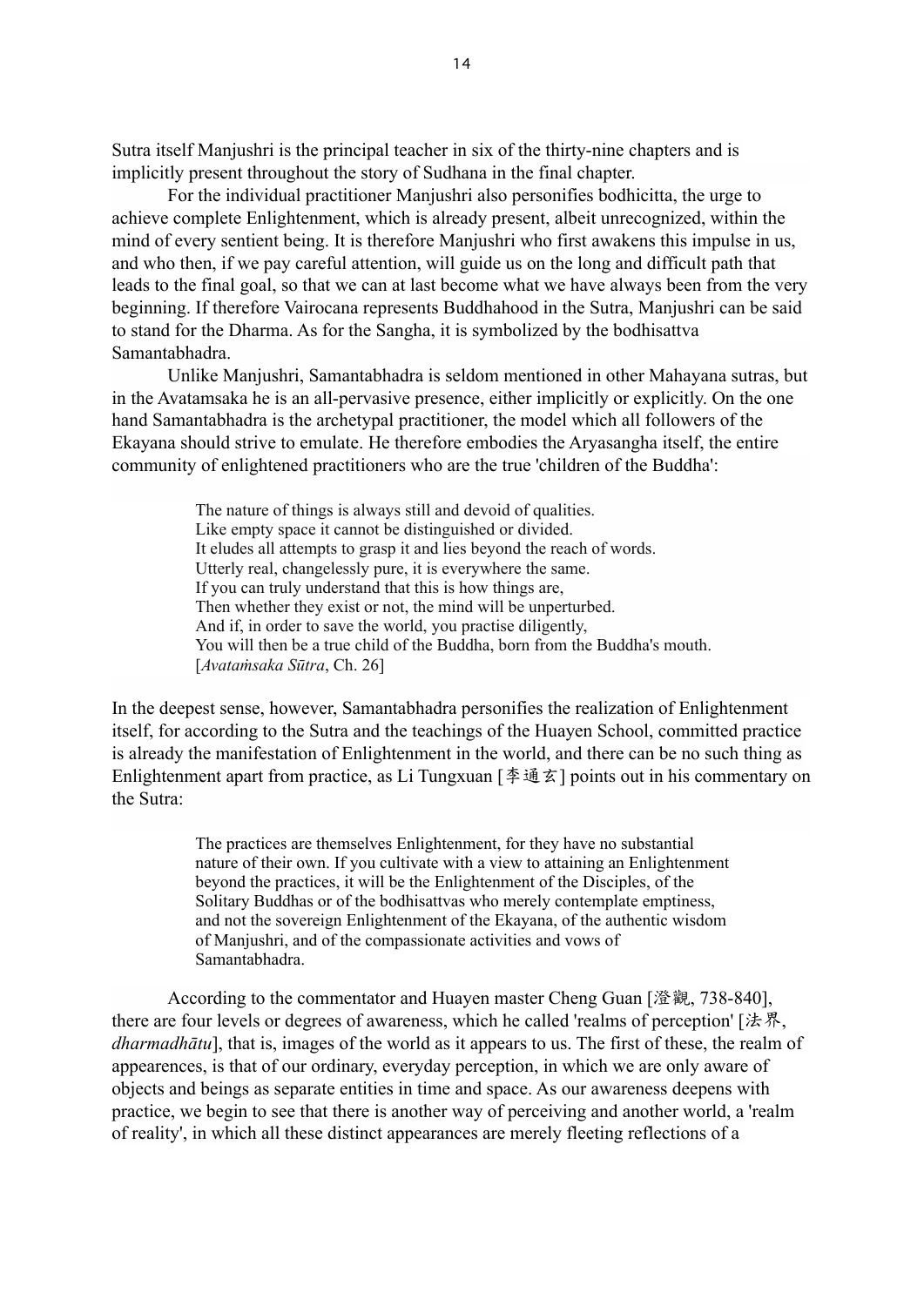Sutra itself Manjushri is the principal teacher in six of the thirty-nine chapters and is implicitly present throughout the story of Sudhana in the final chapter.

For the individual practitioner Manjushri also personifies bodhicitta, the urge to achieve complete Enlightenment, which is already present, albeit unrecognized, within the mind of every sentient being. It is therefore Manjushri who first awakens this impulse in us, and who then, if we pay careful attention, will guide us on the long and difficult path that leads to the final goal, so that we can at last become what we have always been from the very beginning. If therefore Vairocana represents Buddhahood in the Sutra, Manjushri can be said to stand for the Dharma. As for the Sangha, it is symbolized by the bodhisattva Samantabhadra.

Unlike Manjushri, Samantabhadra is seldom mentioned in other Mahayana sutras, but in the Avatamsaka he is an all-pervasive presence, either implicitly or explicitly. On the one hand Samantabhadra is the archetypal practitioner, the model which all followers of the Ekayana should strive to emulate. He therefore embodies the Aryasangha itself, the entire community of enlightened practitioners who are the true 'children of the Buddha':

> The nature of things is always still and devoid of qualities.
> Like empty space it cannot be distinguished or divided.
> It eludes all attempts to grasp it and lies beyond the reach of words.
> Utterly real, changelessly pure, it is everywhere the same.
> If you can truly understand that this is how things are,
> Then whether they exist or not, the mind will be unperturbed.
> And if, in order to save the world, you practise diligently,
> You will then be a true child of the Buddha, born from the Buddha's mouth.
> [*Avataṁsaka Sūtra*, Ch. 26]

In the deepest sense, however, Samantabhadra personifies the realization of Enlightenment itself, for according to the Sutra and the teachings of the Huayen School, committed practice is already the manifestation of Enlightenment in the world, and there can be no such thing as Enlightenment apart from practice, as Li Tungxuan [李通玄] points out in his commentary on the Sutra:

> The practices are themselves Enlightenment, for they have no substantial nature of their own. If you cultivate with a view to attaining an Enlightenment beyond the practices, it will be the Enlightenment of the Disciples, of the Solitary Buddhas or of the bodhisattvas who merely contemplate emptiness, and not the sovereign Enlightenment of the Ekayana, of the authentic wisdom of Manjushri, and of the compassionate activities and vows of Samantabhadra.

According to the commentator and Huayen master Cheng Guan [澄觀, 738-840], there are four levels or degrees of awareness, which he called 'realms of perception' [法界, *dharmadhātu*], that is, images of the world as it appears to us. The first of these, the realm of appearences, is that of our ordinary, everyday perception, in which we are only aware of objects and beings as separate entities in time and space. As our awareness deepens with practice, we begin to see that there is another way of perceiving and another world, a 'realm of reality', in which all these distinct appearances are merely fleeting reflections of a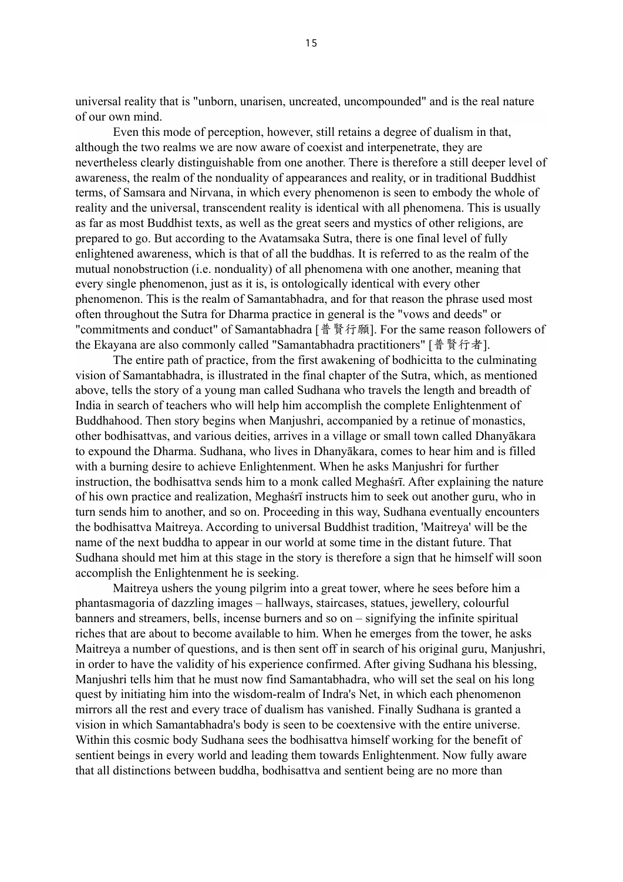universal reality that is "unborn, unarisen, uncreated, uncompounded" and is the real nature of our own mind.

Even this mode of perception, however, still retains a degree of dualism in that, although the two realms we are now aware of coexist and interpenetrate, they are nevertheless clearly distinguishable from one another. There is therefore a still deeper level of awareness, the realm of the nonduality of appearances and reality, or in traditional Buddhist terms, of Samsara and Nirvana, in which every phenomenon is seen to embody the whole of reality and the universal, transcendent reality is identical with all phenomena. This is usually as far as most Buddhist texts, as well as the great seers and mystics of other religions, are prepared to go. But according to the Avatamsaka Sutra, there is one final level of fully enlightened awareness, which is that of all the buddhas. It is referred to as the realm of the mutual nonobstruction (i.e. nonduality) of all phenomena with one another, meaning that every single phenomenon, just as it is, is ontologically identical with every other phenomenon. This is the realm of Samantabhadra, and for that reason the phrase used most often throughout the Sutra for Dharma practice in general is the "vows and deeds" or "commitments and conduct" of Samantabhadra [普賢行願]. For the same reason followers of the Ekayana are also commonly called "Samantabhadra practitioners" [普賢行者].

The entire path of practice, from the first awakening of bodhicitta to the culminating vision of Samantabhadra, is illustrated in the final chapter of the Sutra, which, as mentioned above, tells the story of a young man called Sudhana who travels the length and breadth of India in search of teachers who will help him accomplish the complete Enlightenment of Buddhahood. Then story begins when Manjushri, accompanied by a retinue of monastics, other bodhisattvas, and various deities, arrives in a village or small town called Dhanyākara to expound the Dharma. Sudhana, who lives in Dhanyākara, comes to hear him and is filled with a burning desire to achieve Enlightenment. When he asks Manjushri for further instruction, the bodhisattva sends him to a monk called Meghaśrī. After explaining the nature of his own practice and realization, Meghaśrī instructs him to seek out another guru, who in turn sends him to another, and so on. Proceeding in this way, Sudhana eventually encounters the bodhisattva Maitreya. According to universal Buddhist tradition, 'Maitreya' will be the name of the next buddha to appear in our world at some time in the distant future. That Sudhana should met him at this stage in the story is therefore a sign that he himself will soon accomplish the Enlightenment he is seeking.

Maitreya ushers the young pilgrim into a great tower, where he sees before him a phantasmagoria of dazzling images – hallways, staircases, statues, jewellery, colourful banners and streamers, bells, incense burners and so on – signifying the infinite spiritual riches that are about to become available to him. When he emerges from the tower, he asks Maitreya a number of questions, and is then sent off in search of his original guru, Manjushri, in order to have the validity of his experience confirmed. After giving Sudhana his blessing, Manjushri tells him that he must now find Samantabhadra, who will set the seal on his long quest by initiating him into the wisdom-realm of Indra's Net, in which each phenomenon mirrors all the rest and every trace of dualism has vanished. Finally Sudhana is granted a vision in which Samantabhadra's body is seen to be coextensive with the entire universe. Within this cosmic body Sudhana sees the bodhisattva himself working for the benefit of sentient beings in every world and leading them towards Enlightenment. Now fully aware that all distinctions between buddha, bodhisattva and sentient being are no more than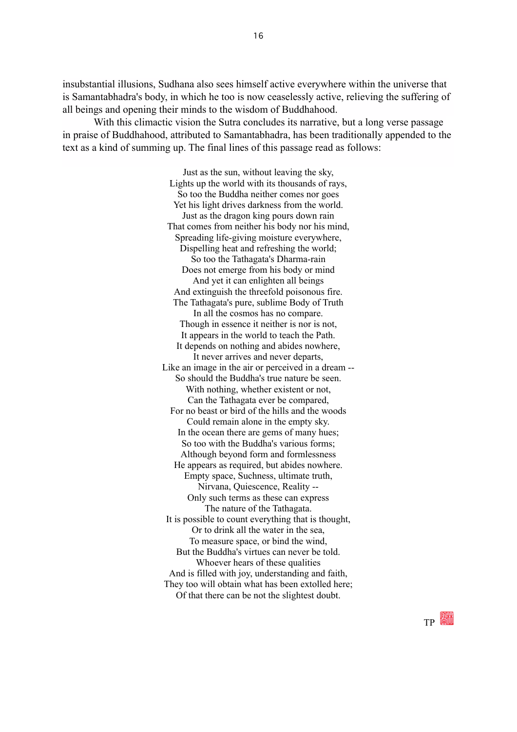insubstantial illusions, Sudhana also sees himself active everywhere within the universe that is Samantabhadra's body, in which he too is now ceaselessly active, relieving the suffering of all beings and opening their minds to the wisdom of Buddhahood.

With this climactic vision the Sutra concludes its narrative, but a long verse passage in praise of Buddhahood, attributed to Samantabhadra, has been traditionally appended to the text as a kind of summing up. The final lines of this passage read as follows:

Just as the sun, without leaving the sky,  
Lights up the world with its thousands of rays,  
So too the Buddha neither comes nor goes  
Yet his light drives darkness from the world.  
Just as the dragon king pours down rain  
That comes from neither his body nor his mind,  
Spreading life-giving moisture everywhere,  
Dispelling heat and refreshing the world;  
So too the Tathagata's Dharma-rain  
Does not emerge from his body or mind  
And yet it can enlighten all beings  
And extinguish the threefold poisonous fire.  
The Tathagata's pure, sublime Body of Truth  
In all the cosmos has no compare.  
Though in essence it neither is nor is not,  
It appears in the world to teach the Path.  
It depends on nothing and abides nowhere,  
It never arrives and never departs,  
Like an image in the air or perceived in a dream --  
So should the Buddha's true nature be seen.  
With nothing, whether existent or not,  
Can the Tathagata ever be compared,  
For no beast or bird of the hills and the woods  
Could remain alone in the empty sky.  
In the ocean there are gems of many hues;  
So too with the Buddha's various forms;  
Although beyond form and formlessness  
He appears as required, but abides nowhere.  
Empty space, Suchness, ultimate truth,  
Nirvana, Quiescence, Reality --  
Only such terms as these can express  
The nature of the Tathagata.  
It is possible to count everything that is thought,  
Or to drink all the water in the sea,  
To measure space, or bind the wind,  
But the Buddha's virtues can never be told.  
Whoever hears of these qualities  
And is filled with joy, understanding and faith,  
They too will obtain what has been extolled here;  
Of that there can be not the slightest doubt.

TP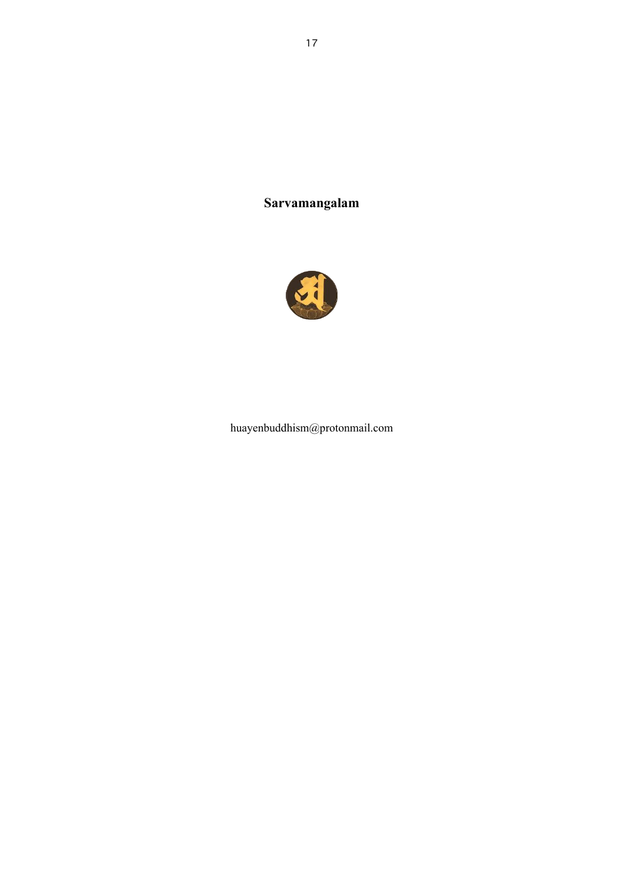**Sarvamangalam**

huayenbuddhism@protonmail.com